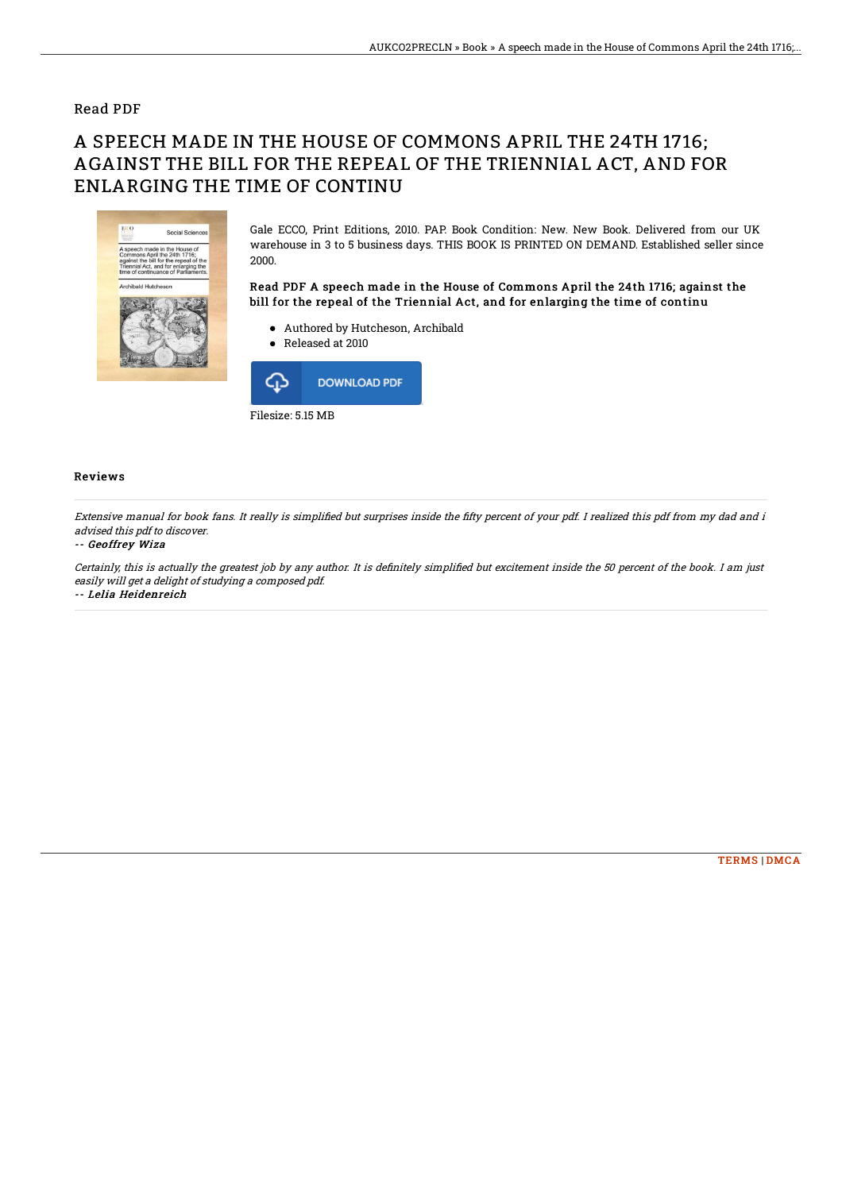Read PDF

# A SPEECH MADE IN THE HOUSE OF COMMONS APRIL THE 24TH 1716; AGAINST THE BILL FOR THE REPEAL OF THE TRIENNIAL ACT, AND FOR ENLARGING THE TIME OF CONTINU

Gale ECCO, Print Editions, 2010. PAP. Book Condition: New. New Book. Delivered from our UK warehouse in 3 to 5 business days. THIS BOOK IS PRINTED ON DEMAND. Established seller since 2000.

### Read PDF A speech made in the House of Commons April the 24th 1716; against the bill for the repeal of the Triennial Act, and for enlarging the time of continu

- Authored by Hutcheson, Archibald
- Released at 2010

DOWNLOAD PDF

Filesize: 5.15 MB

## Reviews

*Extensive manual for book fans. It really is simplified but surprises inside the fifty percent of your pdf. I realized this pdf from my dad and i advised this pdf to discover.*

-- *Geoffrey Wiza*

*Certainly, this is actually the greatest job by any author. It is definitely simplified but excitement inside the 50 percent of the book. I am just easily will get a delight of studying a composed pdf.*

-- *Lelia Heidenreich*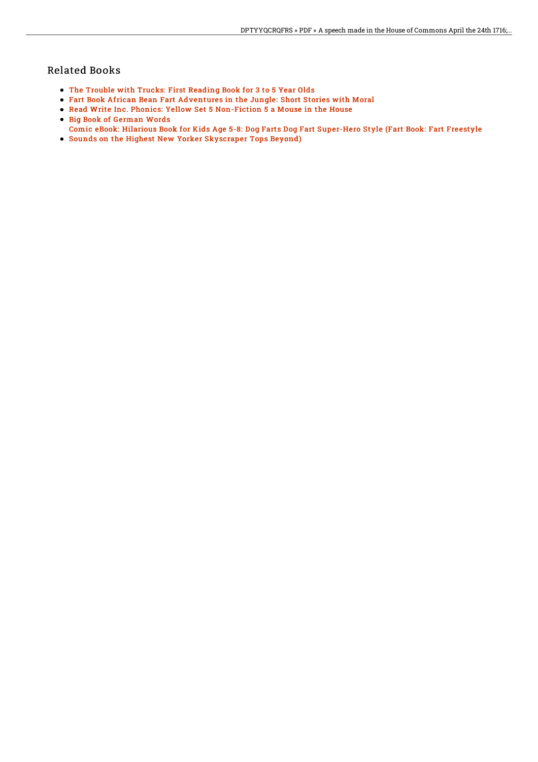## Related Books

- The Trouble with Trucks: First Reading Book for 3 to 5 Year Olds
- Fart Book African Bean Fart Adventures in the Jungle: Short Stories with Moral
- Read Write Inc. Phonics: Yellow Set 5 Non-Fiction 5 a Mouse in the House
- Big Book of German Words
- Comic eBook: Hilarious Book for Kids Age 5-8: Dog Farts Dog Fart Super-Hero Style (Fart Book: Fart Freestyle Sounds on the Highest New Yorker Skyscraper Tops Beyond)